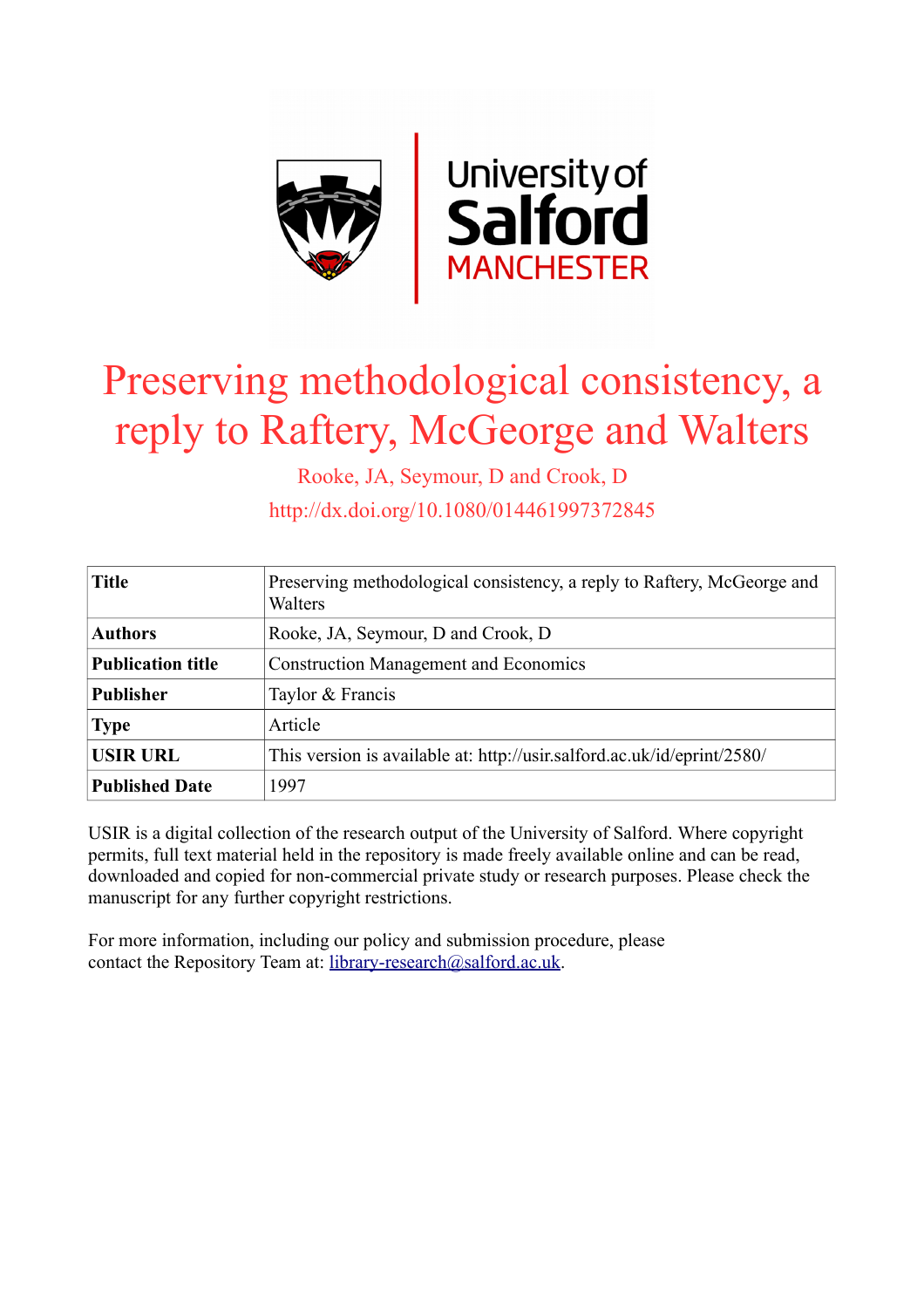# Preserving methodological consistency, a reply to Raftery, McGeorge and Walters

Rooke, JA, Seymour, D and Crook, D

http://dx.doi.org/10.1080/014461997372845

| Title | Preserving methodological consistency, a reply to Raftery, McGeorge and Walters |
|---|---|
| Authors | Rooke, JA, Seymour, D and Crook, D |
| Publication title | Construction Management and Economics |
| Publisher | Taylor & Francis |
| Type | Article |
| USIR URL | This version is available at: http://usir.salford.ac.uk/id/eprint/2580/ |
| Published Date | 1997 |

USIR is a digital collection of the research output of the University of Salford. Where copyright permits, full text material held in the repository is made freely available online and can be read, downloaded and copied for non-commercial private study or research purposes. Please check the manuscript for any further copyright restrictions.

For more information, including our policy and submission procedure, please contact the Repository Team at: library-research@salford.ac.uk.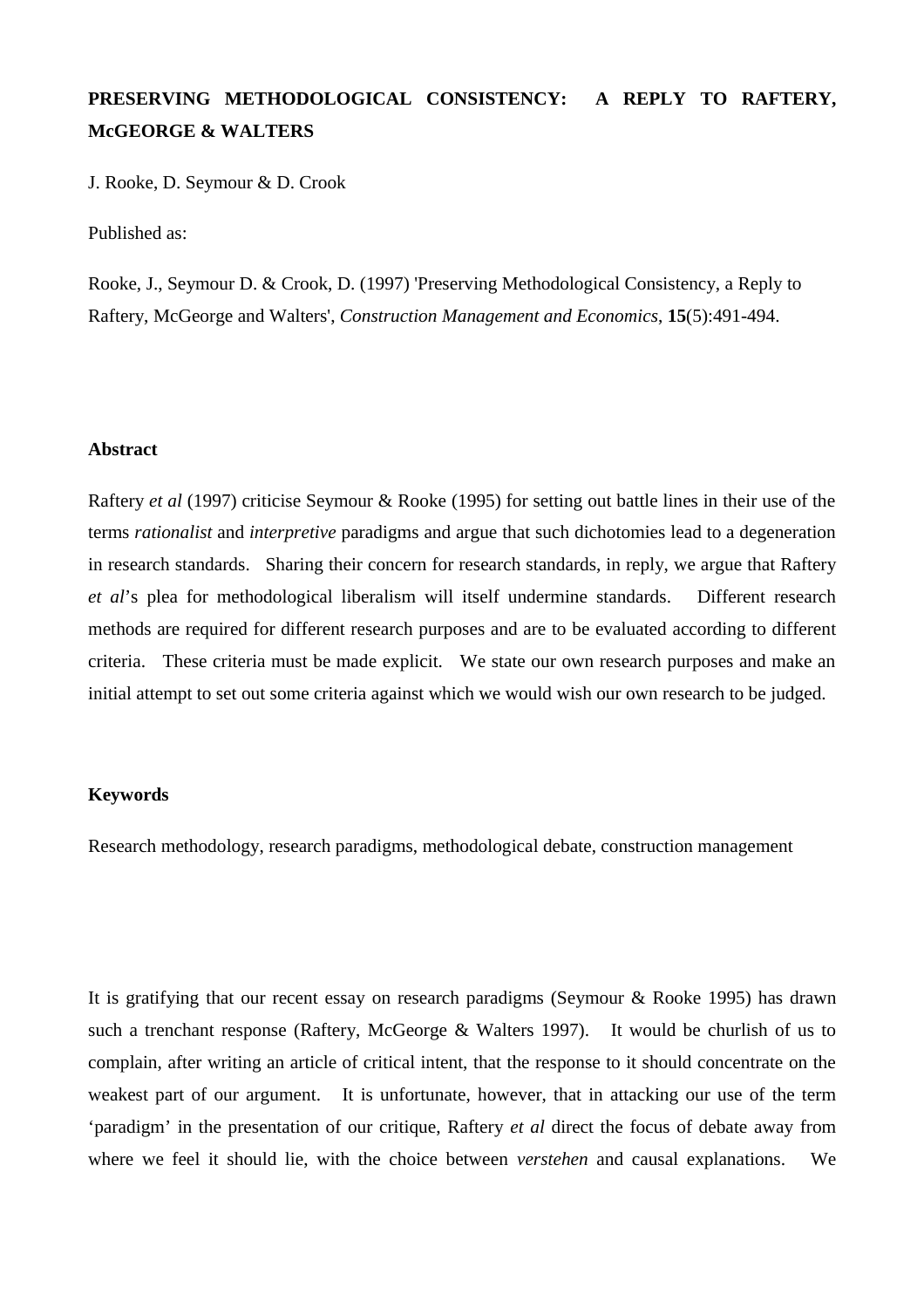**PRESERVING METHODOLOGICAL CONSISTENCY: A REPLY TO RAFTERY, McGEORGE & WALTERS**

J. Rooke, D. Seymour & D. Crook

Published as:

Rooke, J., Seymour D. & Crook, D. (1997) 'Preserving Methodological Consistency, a Reply to Raftery, McGeorge and Walters', *Construction Management and Economics*, **15**(5):491-494.

**Abstract**

Raftery *et al* (1997) criticise Seymour & Rooke (1995) for setting out battle lines in their use of the terms *rationalist* and *interpretive* paradigms and argue that such dichotomies lead to a degeneration in research standards. Sharing their concern for research standards, in reply, we argue that Raftery *et al*'s plea for methodological liberalism will itself undermine standards. Different research methods are required for different research purposes and are to be evaluated according to different criteria. These criteria must be made explicit. We state our own research purposes and make an initial attempt to set out some criteria against which we would wish our own research to be judged.

**Keywords**

Research methodology, research paradigms, methodological debate, construction management

It is gratifying that our recent essay on research paradigms (Seymour & Rooke 1995) has drawn such a trenchant response (Raftery, McGeorge & Walters 1997). It would be churlish of us to complain, after writing an article of critical intent, that the response to it should concentrate on the weakest part of our argument. It is unfortunate, however, that in attacking our use of the term 'paradigm' in the presentation of our critique, Raftery *et al* direct the focus of debate away from where we feel it should lie, with the choice between *verstehen* and causal explanations. We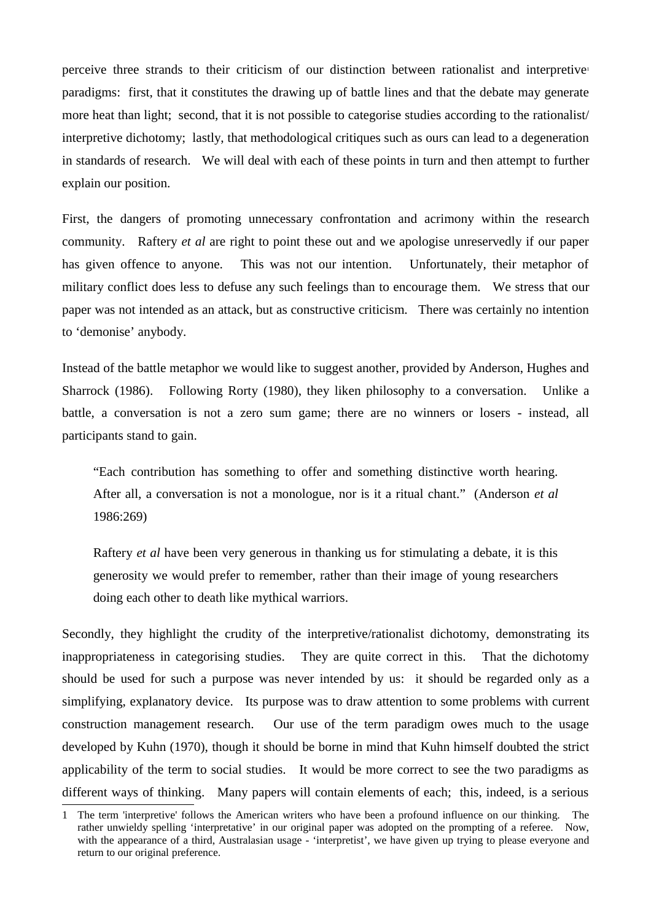perceive three strands to their criticism of our distinction between rationalist and interpretive[1] paradigms: first, that it constitutes the drawing up of battle lines and that the debate may generate more heat than light; second, that it is not possible to categorise studies according to the rationalist/ interpretive dichotomy; lastly, that methodological critiques such as ours can lead to a degeneration in standards of research. We will deal with each of these points in turn and then attempt to further explain our position.

First, the dangers of promoting unnecessary confrontation and acrimony within the research community. Raftery *et al* are right to point these out and we apologise unreservedly if our paper has given offence to anyone. This was not our intention. Unfortunately, their metaphor of military conflict does less to defuse any such feelings than to encourage them. We stress that our paper was not intended as an attack, but as constructive criticism. There was certainly no intention to 'demonise' anybody.

Instead of the battle metaphor we would like to suggest another, provided by Anderson, Hughes and Sharrock (1986). Following Rorty (1980), they liken philosophy to a conversation. Unlike a battle, a conversation is not a zero sum game; there are no winners or losers - instead, all participants stand to gain.

> "Each contribution has something to offer and something distinctive worth hearing. After all, a conversation is not a monologue, nor is it a ritual chant." (Anderson *et al* 1986:269)
>
> Raftery *et al* have been very generous in thanking us for stimulating a debate, it is this generosity we would prefer to remember, rather than their image of young researchers doing each other to death like mythical warriors.

Secondly, they highlight the crudity of the interpretive/rationalist dichotomy, demonstrating its inappropriateness in categorising studies. They are quite correct in this. That the dichotomy should be used for such a purpose was never intended by us: it should be regarded only as a simplifying, explanatory device. Its purpose was to draw attention to some problems with current construction management research. Our use of the term paradigm owes much to the usage developed by Kuhn (1970), though it should be borne in mind that Kuhn himself doubted the strict applicability of the term to social studies. It would be more correct to see the two paradigms as different ways of thinking. Many papers will contain elements of each; this, indeed, is a serious

---

1 The term 'interpretive' follows the American writers who have been a profound influence on our thinking. The rather unwieldy spelling 'interpretative' in our original paper was adopted on the prompting of a referee. Now, with the appearance of a third, Australasian usage - 'interpretist', we have given up trying to please everyone and return to our original preference.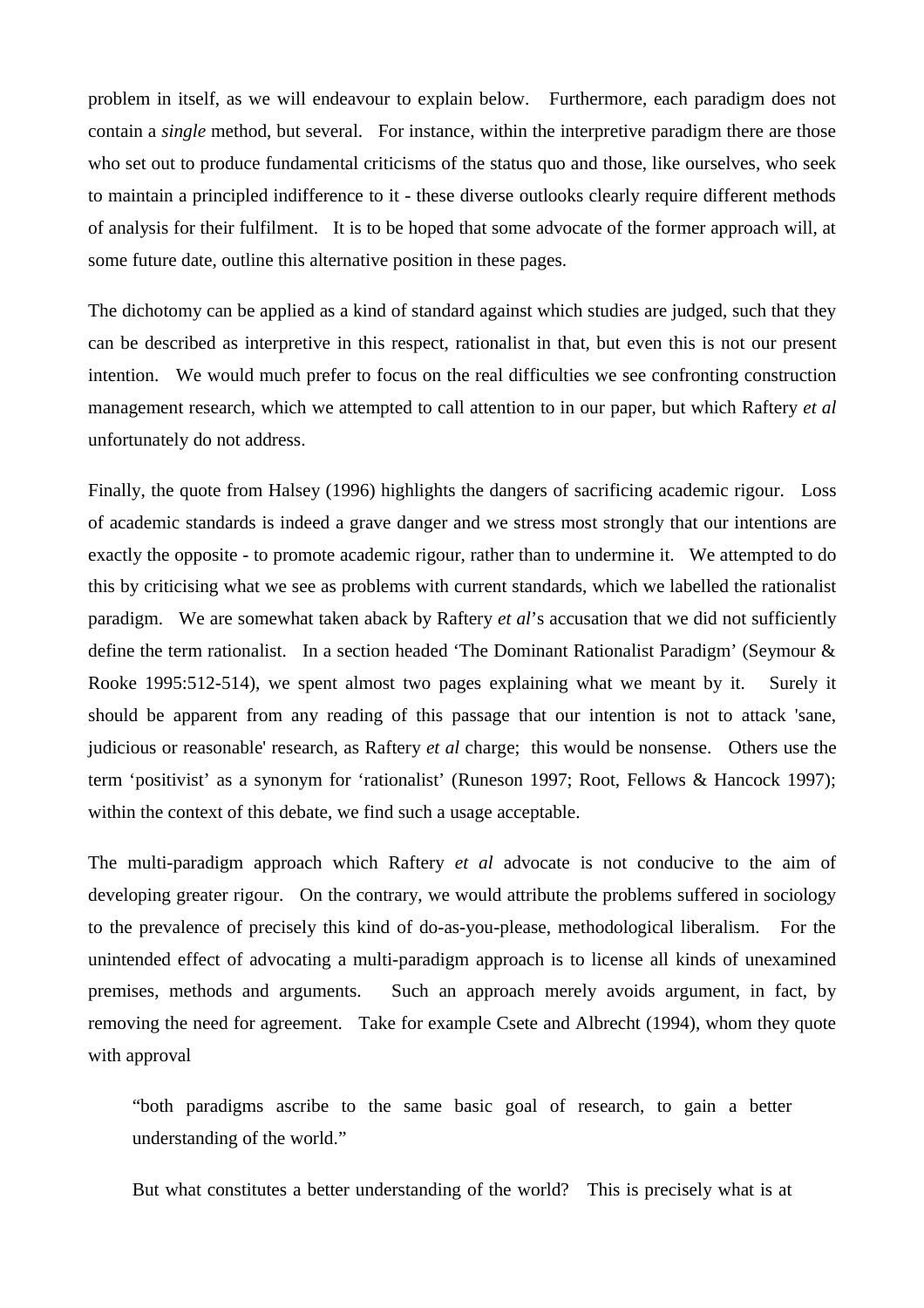problem in itself, as we will endeavour to explain below. Furthermore, each paradigm does not contain a *single* method, but several. For instance, within the interpretive paradigm there are those who set out to produce fundamental criticisms of the status quo and those, like ourselves, who seek to maintain a principled indifference to it - these diverse outlooks clearly require different methods of analysis for their fulfilment. It is to be hoped that some advocate of the former approach will, at some future date, outline this alternative position in these pages.

The dichotomy can be applied as a kind of standard against which studies are judged, such that they can be described as interpretive in this respect, rationalist in that, but even this is not our present intention. We would much prefer to focus on the real difficulties we see confronting construction management research, which we attempted to call attention to in our paper, but which Raftery *et al* unfortunately do not address.

Finally, the quote from Halsey (1996) highlights the dangers of sacrificing academic rigour. Loss of academic standards is indeed a grave danger and we stress most strongly that our intentions are exactly the opposite - to promote academic rigour, rather than to undermine it. We attempted to do this by criticising what we see as problems with current standards, which we labelled the rationalist paradigm. We are somewhat taken aback by Raftery *et al*'s accusation that we did not sufficiently define the term rationalist. In a section headed 'The Dominant Rationalist Paradigm' (Seymour & Rooke 1995:512-514), we spent almost two pages explaining what we meant by it. Surely it should be apparent from any reading of this passage that our intention is not to attack 'sane, judicious or reasonable' research, as Raftery *et al* charge; this would be nonsense. Others use the term 'positivist' as a synonym for 'rationalist' (Runeson 1997; Root, Fellows & Hancock 1997); within the context of this debate, we find such a usage acceptable.

The multi-paradigm approach which Raftery *et al* advocate is not conducive to the aim of developing greater rigour. On the contrary, we would attribute the problems suffered in sociology to the prevalence of precisely this kind of do-as-you-please, methodological liberalism. For the unintended effect of advocating a multi-paradigm approach is to license all kinds of unexamined premises, methods and arguments. Such an approach merely avoids argument, in fact, by removing the need for agreement. Take for example Csete and Albrecht (1994), whom they quote with approval

> "both paradigms ascribe to the same basic goal of research, to gain a better understanding of the world."

But what constitutes a better understanding of the world? This is precisely what is at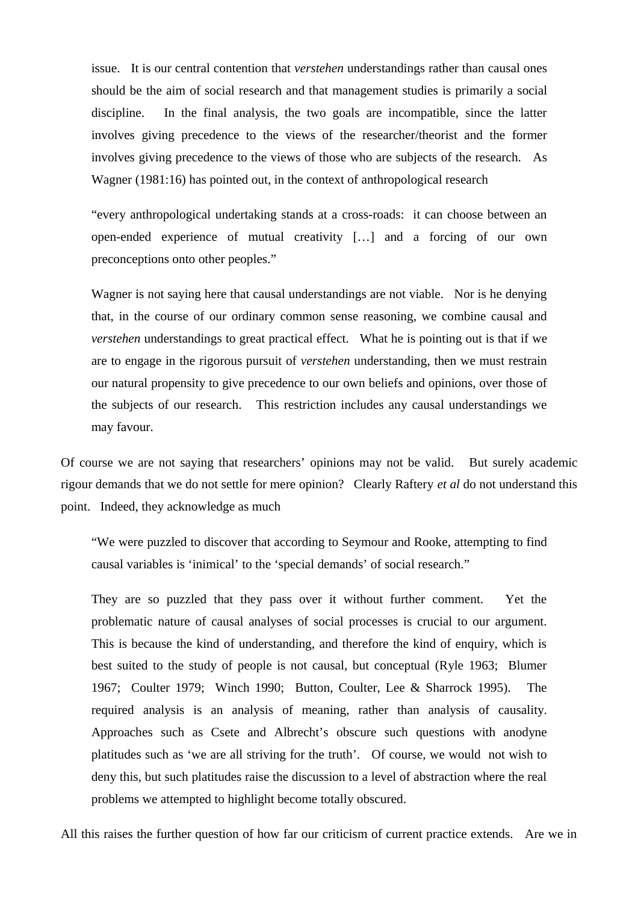issue. It is our central contention that *verstehen* understandings rather than causal ones should be the aim of social research and that management studies is primarily a social discipline. In the final analysis, the two goals are incompatible, since the latter involves giving precedence to the views of the researcher/theorist and the former involves giving precedence to the views of those who are subjects of the research. As Wagner (1981:16) has pointed out, in the context of anthropological research

> "every anthropological undertaking stands at a cross-roads: it can choose between an open-ended experience of mutual creativity […] and a forcing of our own preconceptions onto other peoples."

Wagner is not saying here that causal understandings are not viable. Nor is he denying that, in the course of our ordinary common sense reasoning, we combine causal and *verstehen* understandings to great practical effect. What he is pointing out is that if we are to engage in the rigorous pursuit of *verstehen* understanding, then we must restrain our natural propensity to give precedence to our own beliefs and opinions, over those of the subjects of our research. This restriction includes any causal understandings we may favour.

Of course we are not saying that researchers' opinions may not be valid. But surely academic rigour demands that we do not settle for mere opinion? Clearly Raftery *et al* do not understand this point. Indeed, they acknowledge as much

> "We were puzzled to discover that according to Seymour and Rooke, attempting to find causal variables is 'inimical' to the 'special demands' of social research."

They are so puzzled that they pass over it without further comment. Yet the problematic nature of causal analyses of social processes is crucial to our argument. This is because the kind of understanding, and therefore the kind of enquiry, which is best suited to the study of people is not causal, but conceptual (Ryle 1963; Blumer 1967; Coulter 1979; Winch 1990; Button, Coulter, Lee & Sharrock 1995). The required analysis is an analysis of meaning, rather than analysis of causality. Approaches such as Csete and Albrecht's obscure such questions with anodyne platitudes such as 'we are all striving for the truth'. Of course, we would not wish to deny this, but such platitudes raise the discussion to a level of abstraction where the real problems we attempted to highlight become totally obscured.

All this raises the further question of how far our criticism of current practice extends. Are we in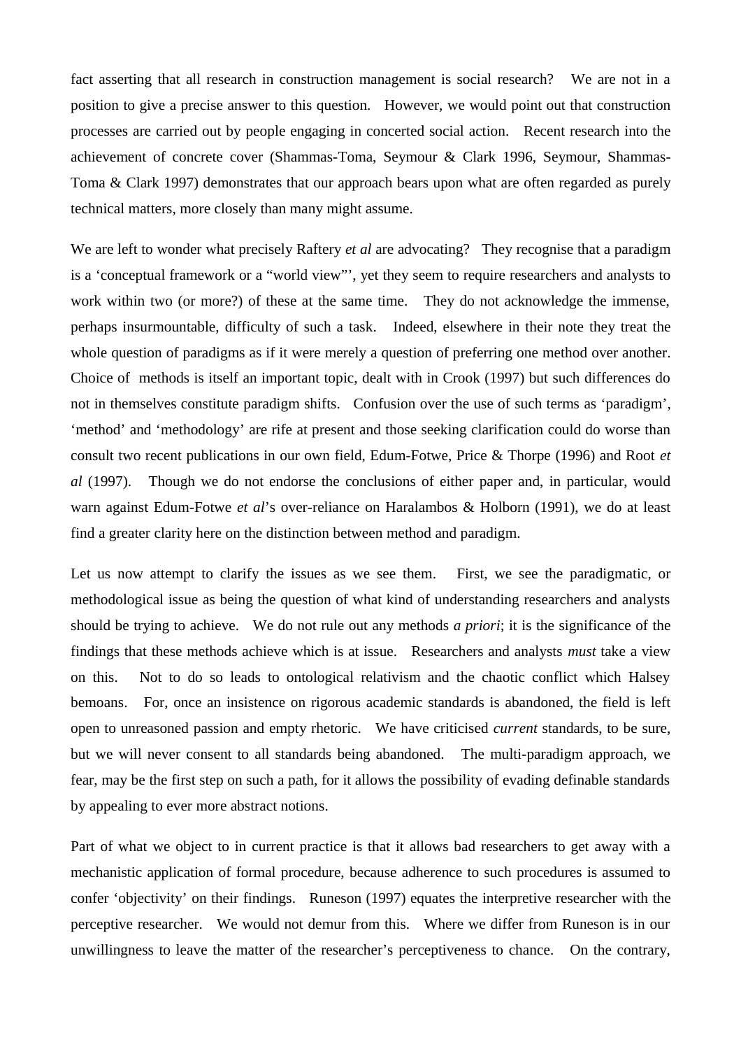fact asserting that all research in construction management is social research? We are not in a position to give a precise answer to this question. However, we would point out that construction processes are carried out by people engaging in concerted social action. Recent research into the achievement of concrete cover (Shammas-Toma, Seymour & Clark 1996, Seymour, Shammas-Toma & Clark 1997) demonstrates that our approach bears upon what are often regarded as purely technical matters, more closely than many might assume.

We are left to wonder what precisely Raftery *et al* are advocating? They recognise that a paradigm is a 'conceptual framework or a "world view"', yet they seem to require researchers and analysts to work within two (or more?) of these at the same time. They do not acknowledge the immense, perhaps insurmountable, difficulty of such a task. Indeed, elsewhere in their note they treat the whole question of paradigms as if it were merely a question of preferring one method over another. Choice of methods is itself an important topic, dealt with in Crook (1997) but such differences do not in themselves constitute paradigm shifts. Confusion over the use of such terms as 'paradigm', 'method' and 'methodology' are rife at present and those seeking clarification could do worse than consult two recent publications in our own field, Edum-Fotwe, Price & Thorpe (1996) and Root *et al* (1997). Though we do not endorse the conclusions of either paper and, in particular, would warn against Edum-Fotwe *et al*'s over-reliance on Haralambos & Holborn (1991), we do at least find a greater clarity here on the distinction between method and paradigm.

Let us now attempt to clarify the issues as we see them. First, we see the paradigmatic, or methodological issue as being the question of what kind of understanding researchers and analysts should be trying to achieve. We do not rule out any methods *a priori*; it is the significance of the findings that these methods achieve which is at issue. Researchers and analysts *must* take a view on this. Not to do so leads to ontological relativism and the chaotic conflict which Halsey bemoans. For, once an insistence on rigorous academic standards is abandoned, the field is left open to unreasoned passion and empty rhetoric. We have criticised *current* standards, to be sure, but we will never consent to all standards being abandoned. The multi-paradigm approach, we fear, may be the first step on such a path, for it allows the possibility of evading definable standards by appealing to ever more abstract notions.

Part of what we object to in current practice is that it allows bad researchers to get away with a mechanistic application of formal procedure, because adherence to such procedures is assumed to confer 'objectivity' on their findings. Runeson (1997) equates the interpretive researcher with the perceptive researcher. We would not demur from this. Where we differ from Runeson is in our unwillingness to leave the matter of the researcher's perceptiveness to chance. On the contrary,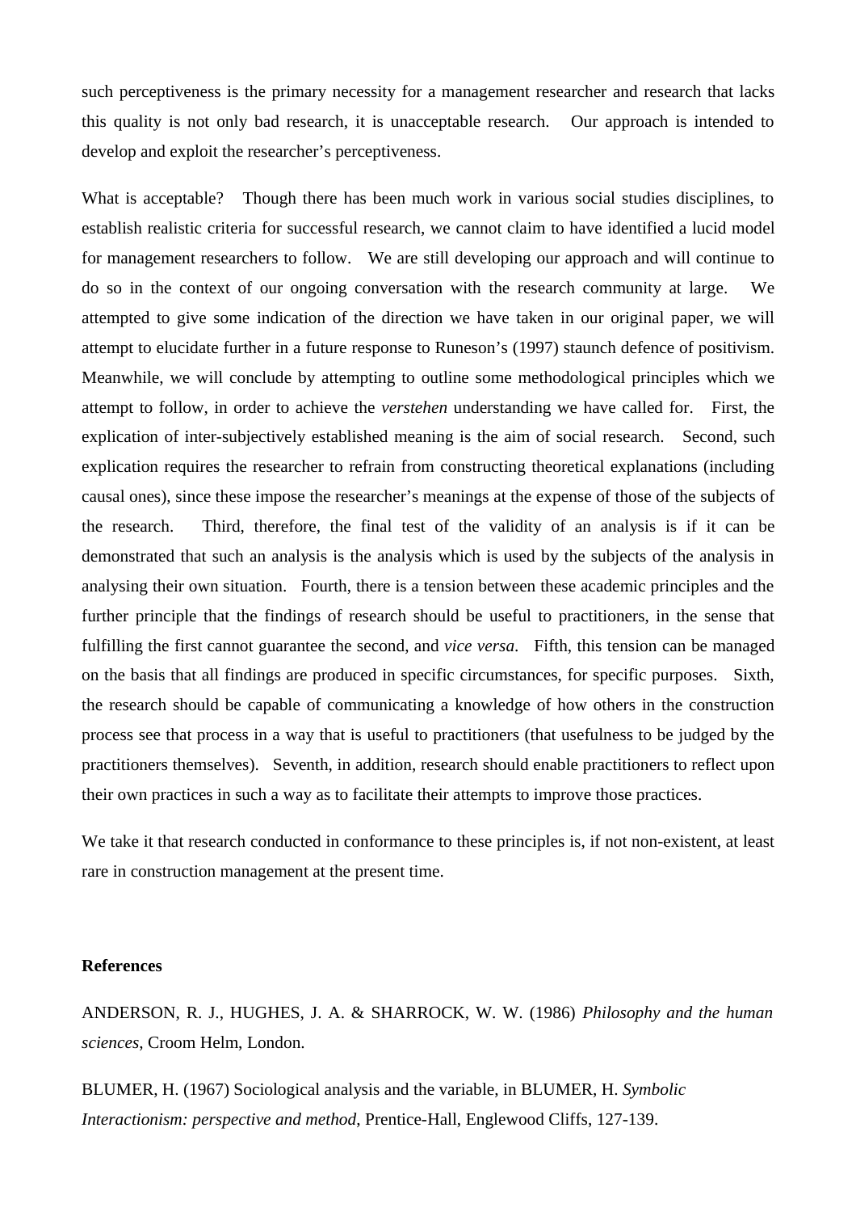such perceptiveness is the primary necessity for a management researcher and research that lacks this quality is not only bad research, it is unacceptable research. Our approach is intended to develop and exploit the researcher's perceptiveness.

What is acceptable? Though there has been much work in various social studies disciplines, to establish realistic criteria for successful research, we cannot claim to have identified a lucid model for management researchers to follow. We are still developing our approach and will continue to do so in the context of our ongoing conversation with the research community at large. We attempted to give some indication of the direction we have taken in our original paper, we will attempt to elucidate further in a future response to Runeson's (1997) staunch defence of positivism. Meanwhile, we will conclude by attempting to outline some methodological principles which we attempt to follow, in order to achieve the *verstehen* understanding we have called for. First, the explication of inter-subjectively established meaning is the aim of social research. Second, such explication requires the researcher to refrain from constructing theoretical explanations (including causal ones), since these impose the researcher's meanings at the expense of those of the subjects of the research. Third, therefore, the final test of the validity of an analysis is if it can be demonstrated that such an analysis is the analysis which is used by the subjects of the analysis in analysing their own situation. Fourth, there is a tension between these academic principles and the further principle that the findings of research should be useful to practitioners, in the sense that fulfilling the first cannot guarantee the second, and *vice versa*. Fifth, this tension can be managed on the basis that all findings are produced in specific circumstances, for specific purposes. Sixth, the research should be capable of communicating a knowledge of how others in the construction process see that process in a way that is useful to practitioners (that usefulness to be judged by the practitioners themselves). Seventh, in addition, research should enable practitioners to reflect upon their own practices in such a way as to facilitate their attempts to improve those practices.

We take it that research conducted in conformance to these principles is, if not non-existent, at least rare in construction management at the present time.

**References**

ANDERSON, R. J., HUGHES, J. A. & SHARROCK, W. W. (1986) *Philosophy and the human sciences*, Croom Helm, London.

BLUMER, H. (1967) Sociological analysis and the variable, in BLUMER, H. *Symbolic Interactionism: perspective and method*, Prentice-Hall, Englewood Cliffs, 127-139.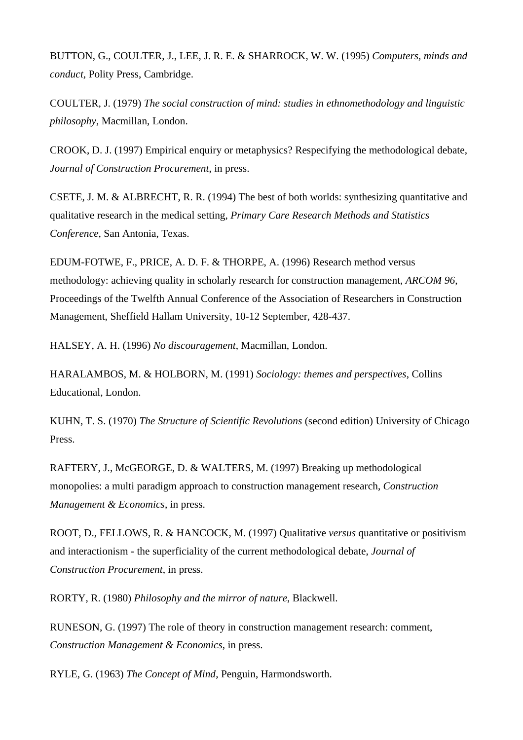BUTTON, G., COULTER, J., LEE, J. R. E. & SHARROCK, W. W. (1995) *Computers, minds and conduct*, Polity Press, Cambridge.

COULTER, J. (1979) *The social construction of mind: studies in ethnomethodology and linguistic philosophy*, Macmillan, London.

CROOK, D. J. (1997) Empirical enquiry or metaphysics? Respecifying the methodological debate, *Journal of Construction Procurement*, in press.

CSETE, J. M. & ALBRECHT, R. R. (1994) The best of both worlds: synthesizing quantitative and qualitative research in the medical setting, *Primary Care Research Methods and Statistics Conference*, San Antonia, Texas.

EDUM-FOTWE, F., PRICE, A. D. F. & THORPE, A. (1996) Research method versus methodology: achieving quality in scholarly research for construction management, *ARCOM 96*, Proceedings of the Twelfth Annual Conference of the Association of Researchers in Construction Management, Sheffield Hallam University, 10-12 September, 428-437.

HALSEY, A. H. (1996) *No discouragement*, Macmillan, London.

HARALAMBOS, M. & HOLBORN, M. (1991) *Sociology: themes and perspectives*, Collins Educational, London.

KUHN, T. S. (1970) *The Structure of Scientific Revolutions* (second edition) University of Chicago Press.

RAFTERY, J., McGEORGE, D. & WALTERS, M. (1997) Breaking up methodological monopolies: a multi paradigm approach to construction management research, *Construction Management & Economics*, in press.

ROOT, D., FELLOWS, R. & HANCOCK, M. (1997) Qualitative *versus* quantitative or positivism and interactionism - the superficiality of the current methodological debate, *Journal of Construction Procurement*, in press.

RORTY, R. (1980) *Philosophy and the mirror of nature*, Blackwell.

RUNESON, G. (1997) The role of theory in construction management research: comment, *Construction Management & Economics*, in press.

RYLE, G. (1963) *The Concept of Mind*, Penguin, Harmondsworth.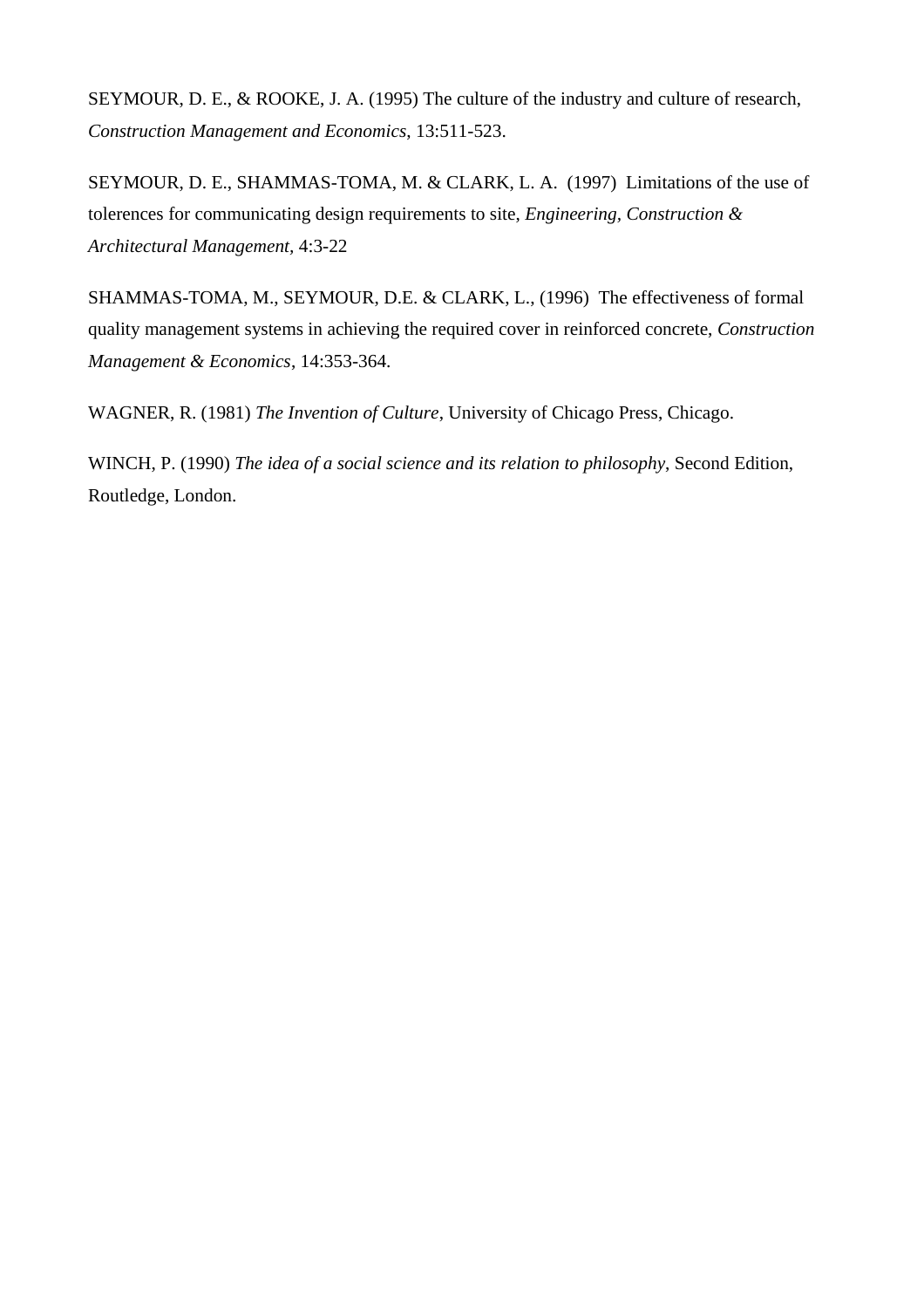SEYMOUR, D. E., & ROOKE, J. A. (1995) The culture of the industry and culture of research, *Construction Management and Economics*, 13:511-523.

SEYMOUR, D. E., SHAMMAS-TOMA, M. & CLARK, L. A. (1997) Limitations of the use of tolerences for communicating design requirements to site, *Engineering, Construction & Architectural Management*, 4:3-22

SHAMMAS-TOMA, M., SEYMOUR, D.E. & CLARK, L., (1996) The effectiveness of formal quality management systems in achieving the required cover in reinforced concrete, *Construction Management & Economics*, 14:353-364.

WAGNER, R. (1981) *The Invention of Culture*, University of Chicago Press, Chicago.

WINCH, P. (1990) *The idea of a social science and its relation to philosophy*, Second Edition, Routledge, London.